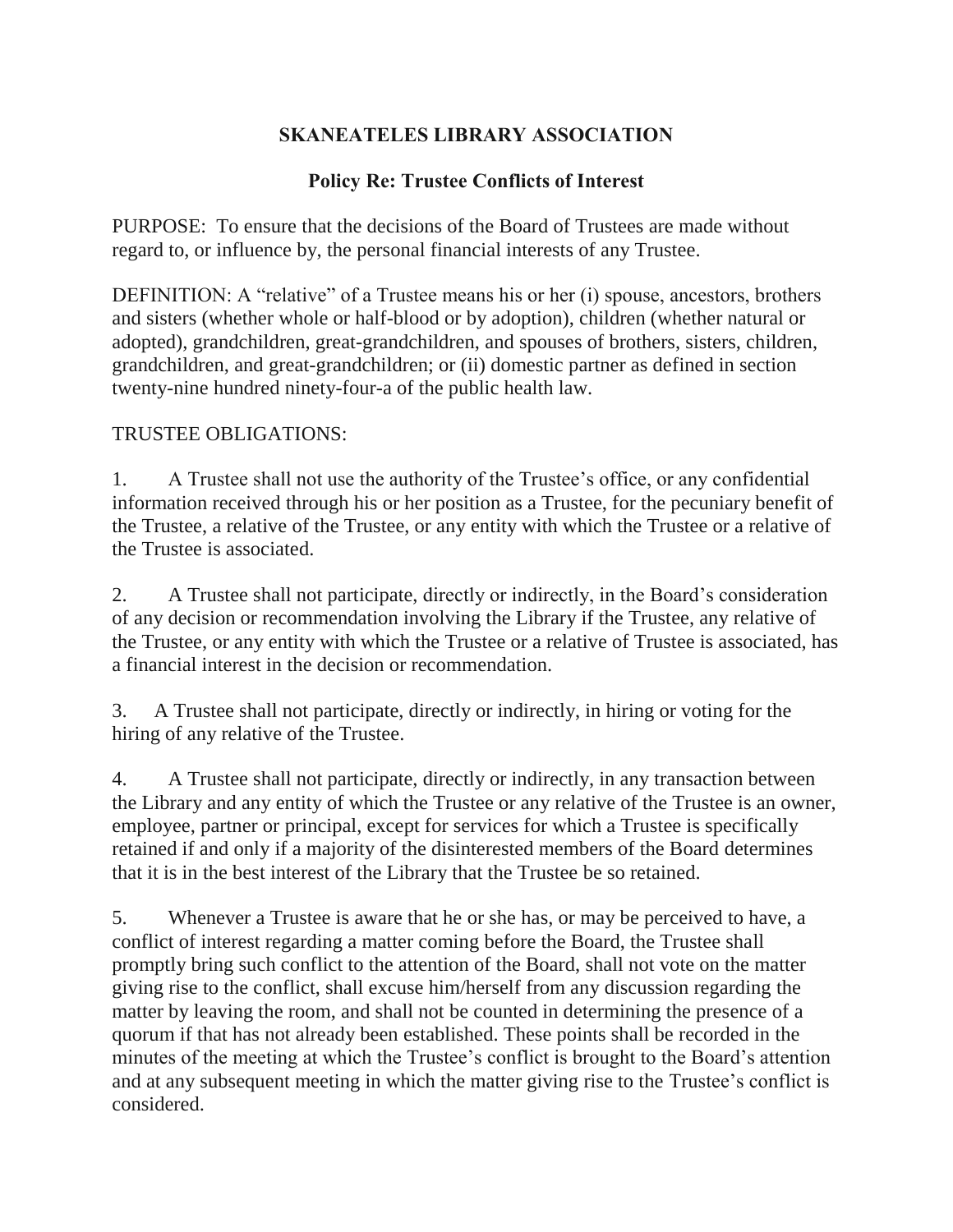# SKANEATELES LIBRARY ASSOCIATION

## Policy Re: Trustee Conflicts of Interest

PURPOSE: To ensure that the decisions of the Board of Trustees are made without regard to, or influence by, the personal financial interests of any Trustee.

DEFINITION: A "relative" of a Trustee means his or her (i) spouse, ancestors, brothers and sisters (whether whole or half-blood or by adoption), children (whether natural or adopted), grandchildren, great-grandchildren, and spouses of brothers, sisters, children, grandchildren, and great-grandchildren; or (ii) domestic partner as defined in section twenty-nine hundred ninety-four-a of the public health law.

TRUSTEE OBLIGATIONS:

1. A Trustee shall not use the authority of the Trustee's office, or any confidential information received through his or her position as a Trustee, for the pecuniary benefit of the Trustee, a relative of the Trustee, or any entity with which the Trustee or a relative of the Trustee is associated.

2. A Trustee shall not participate, directly or indirectly, in the Board's consideration of any decision or recommendation involving the Library if the Trustee, any relative of the Trustee, or any entity with which the Trustee or a relative of Trustee is associated, has a financial interest in the decision or recommendation.

3. A Trustee shall not participate, directly or indirectly, in hiring or voting for the hiring of any relative of the Trustee.

4. A Trustee shall not participate, directly or indirectly, in any transaction between the Library and any entity of which the Trustee or any relative of the Trustee is an owner, employee, partner or principal, except for services for which a Trustee is specifically retained if and only if a majority of the disinterested members of the Board determines that it is in the best interest of the Library that the Trustee be so retained.

5. Whenever a Trustee is aware that he or she has, or may be perceived to have, a conflict of interest regarding a matter coming before the Board, the Trustee shall promptly bring such conflict to the attention of the Board, shall not vote on the matter giving rise to the conflict, shall excuse him/herself from any discussion regarding the matter by leaving the room, and shall not be counted in determining the presence of a quorum if that has not already been established. These points shall be recorded in the minutes of the meeting at which the Trustee's conflict is brought to the Board's attention and at any subsequent meeting in which the matter giving rise to the Trustee's conflict is considered.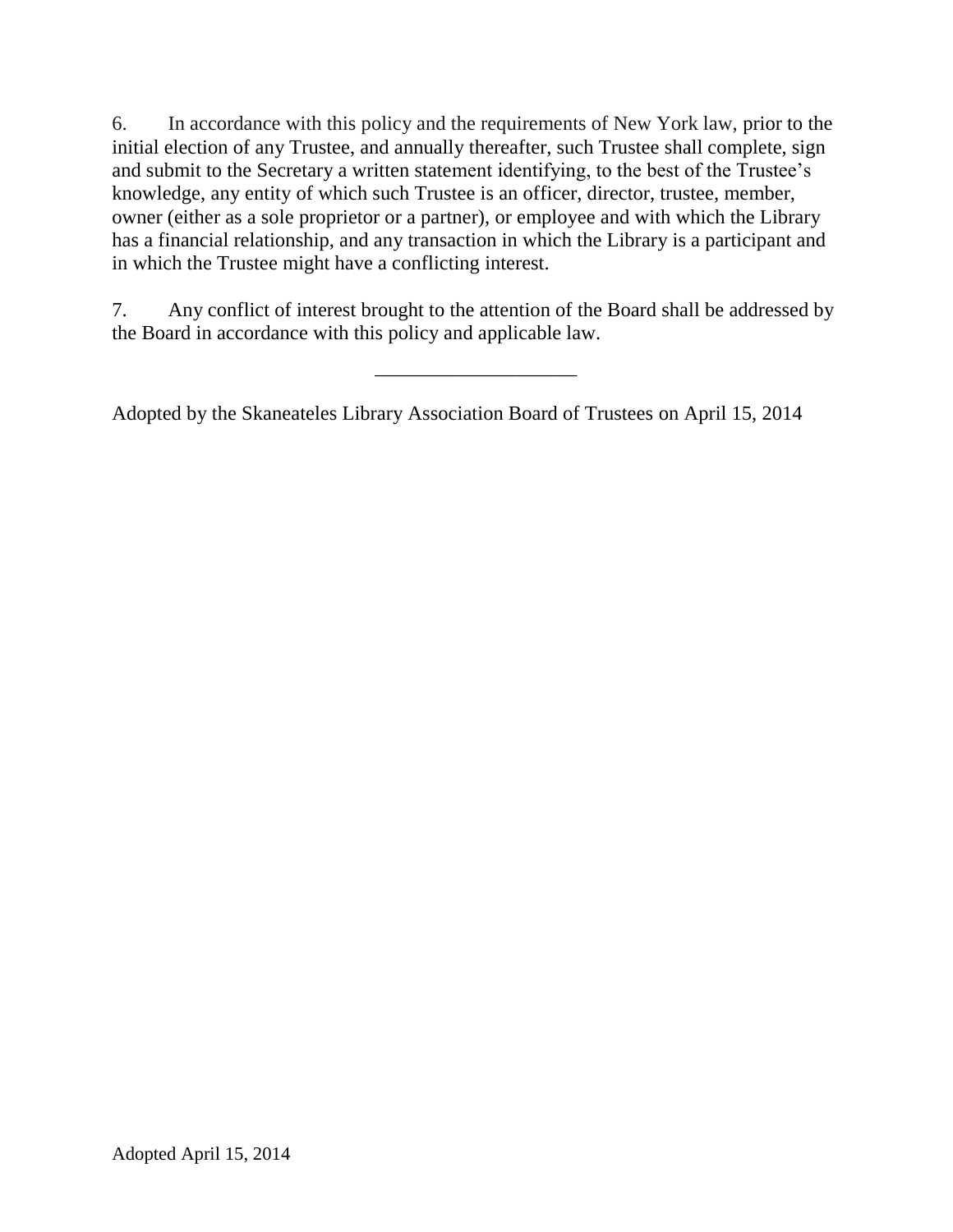6. In accordance with this policy and the requirements of New York law, prior to the initial election of any Trustee, and annually thereafter, such Trustee shall complete, sign and submit to the Secretary a written statement identifying, to the best of the Trustee's knowledge, any entity of which such Trustee is an officer, director, trustee, member, owner (either as a sole proprietor or a partner), or employee and with which the Library has a financial relationship, and any transaction in which the Library is a participant and in which the Trustee might have a conflicting interest.

7. Any conflict of interest brought to the attention of the Board shall be addressed by the Board in accordance with this policy and applicable law.

---

Adopted by the Skaneateles Library Association Board of Trustees on April 15, 2014